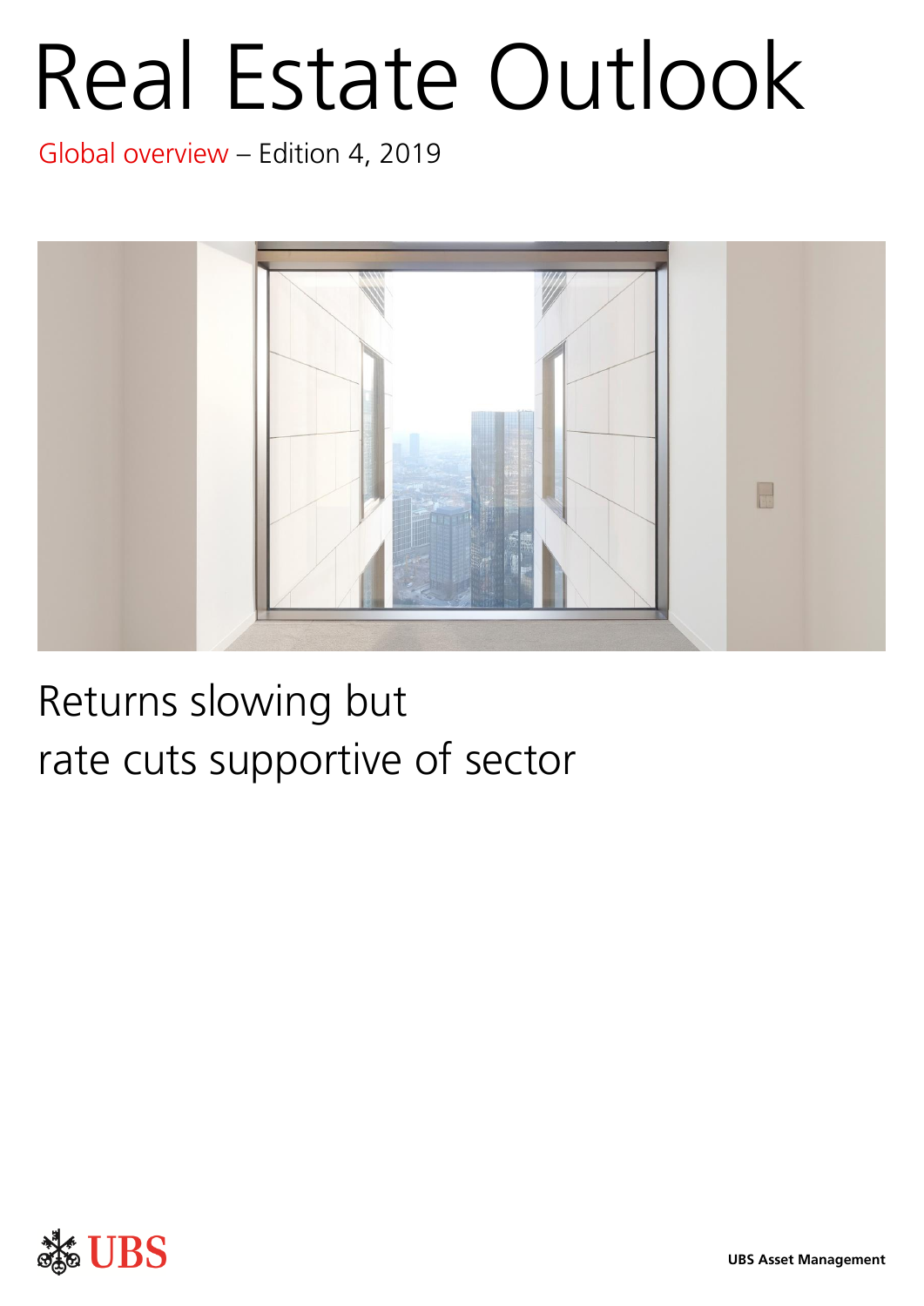# Real Estate Outlook

Global overview – Edition 4, 2019

## Returns slowing but rate cuts supportive of sector

UBS Asset Management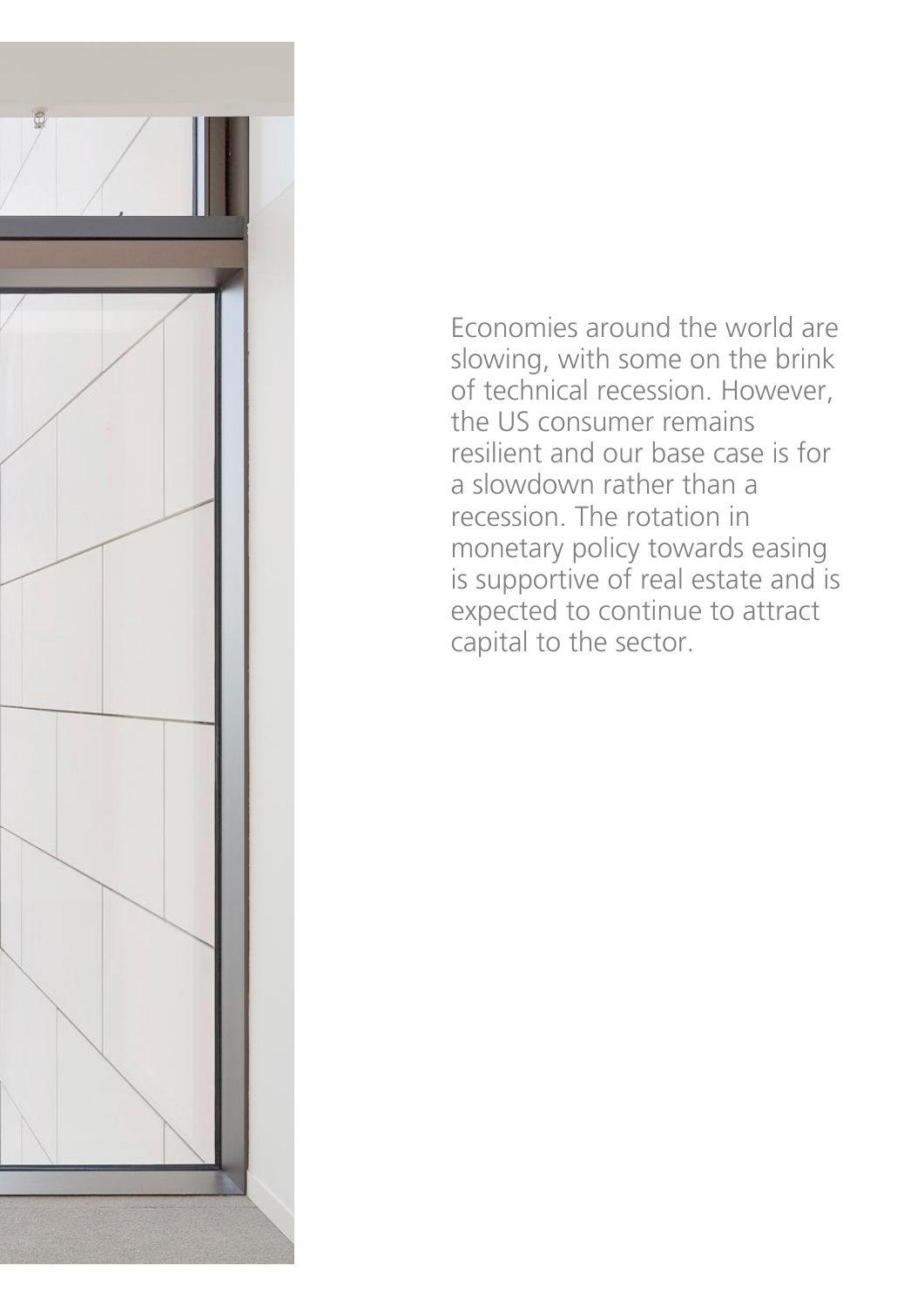Economies around the world are slowing, with some on the brink of technical recession. However, the US consumer remains resilient and our base case is for a slowdown rather than a recession. The rotation in monetary policy towards easing is supportive of real estate and is expected to continue to attract capital to the sector.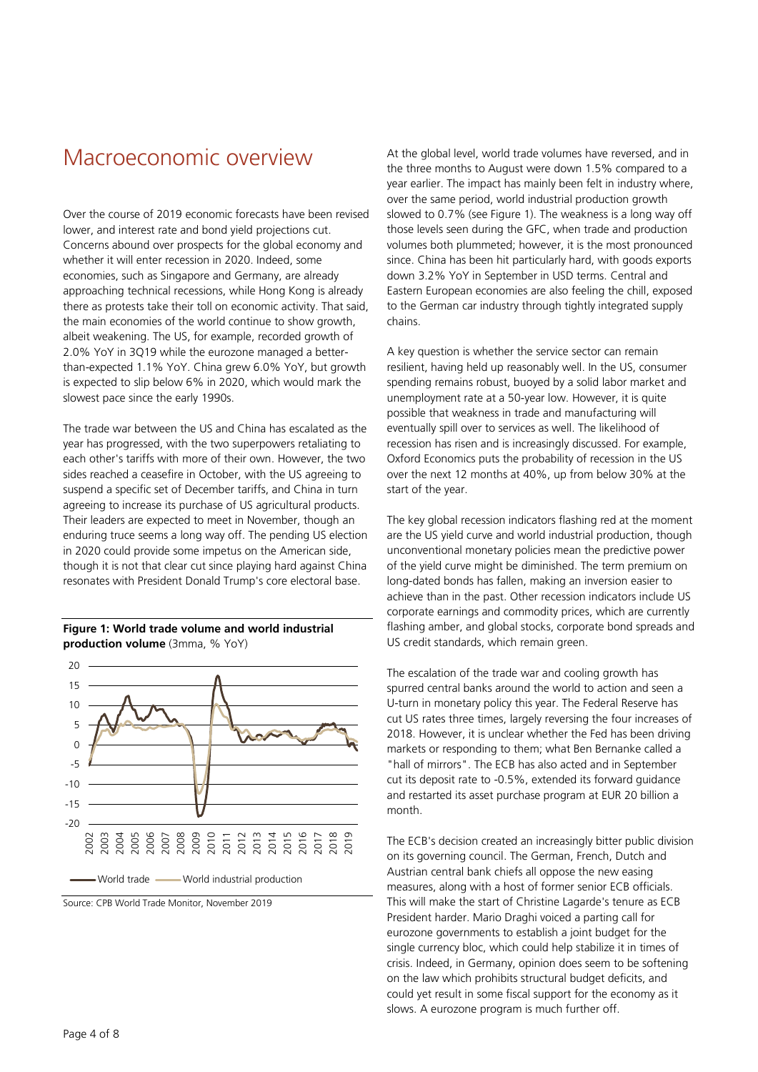# Macroeconomic overview

Over the course of 2019 economic forecasts have been revised lower, and interest rate and bond yield projections cut. Concerns abound over prospects for the global economy and whether it will enter recession in 2020. Indeed, some economies, such as Singapore and Germany, are already approaching technical recessions, while Hong Kong is already there as protests take their toll on economic activity. That said, the main economies of the world continue to show growth, albeit weakening. The US, for example, recorded growth of 2.0% YoY in 3Q19 while the eurozone managed a better-than-expected 1.1% YoY. China grew 6.0% YoY, but growth is expected to slip below 6% in 2020, which would mark the slowest pace since the early 1990s.

The trade war between the US and China has escalated as the year has progressed, with the two superpowers retaliating to each other's tariffs with more of their own. However, the two sides reached a ceasefire in October, with the US agreeing to suspend a specific set of December tariffs, and China in turn agreeing to increase its purchase of US agricultural products. Their leaders are expected to meet in November, though an enduring truce seems a long way off. The pending US election in 2020 could provide some impetus on the American side, though it is not that clear cut since playing hard against China resonates with President Donald Trump's core electoral base.

**Figure 1: World trade volume and world industrial production volume** (3mma, % YoY)

Source: CPB World Trade Monitor, November 2019

At the global level, world trade volumes have reversed, and in the three months to August were down 1.5% compared to a year earlier. The impact has mainly been felt in industry where, over the same period, world industrial production growth slowed to 0.7% (see Figure 1). The weakness is a long way off those levels seen during the GFC, when trade and production volumes both plummeted; however, it is the most pronounced since. China has been hit particularly hard, with goods exports down 3.2% YoY in September in USD terms. Central and Eastern European economies are also feeling the chill, exposed to the German car industry through tightly integrated supply chains.

A key question is whether the service sector can remain resilient, having held up reasonably well. In the US, consumer spending remains robust, buoyed by a solid labor market and unemployment rate at a 50-year low. However, it is quite possible that weakness in trade and manufacturing will eventually spill over to services as well. The likelihood of recession has risen and is increasingly discussed. For example, Oxford Economics puts the probability of recession in the US over the next 12 months at 40%, up from below 30% at the start of the year.

The key global recession indicators flashing red at the moment are the US yield curve and world industrial production, though unconventional monetary policies mean the predictive power of the yield curve might be diminished. The term premium on long-dated bonds has fallen, making an inversion easier to achieve than in the past. Other recession indicators include US corporate earnings and commodity prices, which are currently flashing amber, and global stocks, corporate bond spreads and US credit standards, which remain green.

The escalation of the trade war and cooling growth has spurred central banks around the world to action and seen a U-turn in monetary policy this year. The Federal Reserve has cut US rates three times, largely reversing the four increases of 2018. However, it is unclear whether the Fed has been driving markets or responding to them; what Ben Bernanke called a "hall of mirrors". The ECB has also acted and in September cut its deposit rate to -0.5%, extended its forward guidance and restarted its asset purchase program at EUR 20 billion a month.

The ECB's decision created an increasingly bitter public division on its governing council. The German, French, Dutch and Austrian central bank chiefs all oppose the new easing measures, along with a host of former senior ECB officials. This will make the start of Christine Lagarde's tenure as ECB President harder. Mario Draghi voiced a parting call for eurozone governments to establish a joint budget for the single currency bloc, which could help stabilize it in times of crisis. Indeed, in Germany, opinion does seem to be softening on the law which prohibits structural budget deficits, and could yet result in some fiscal support for the economy as it slows. A eurozone program is much further off.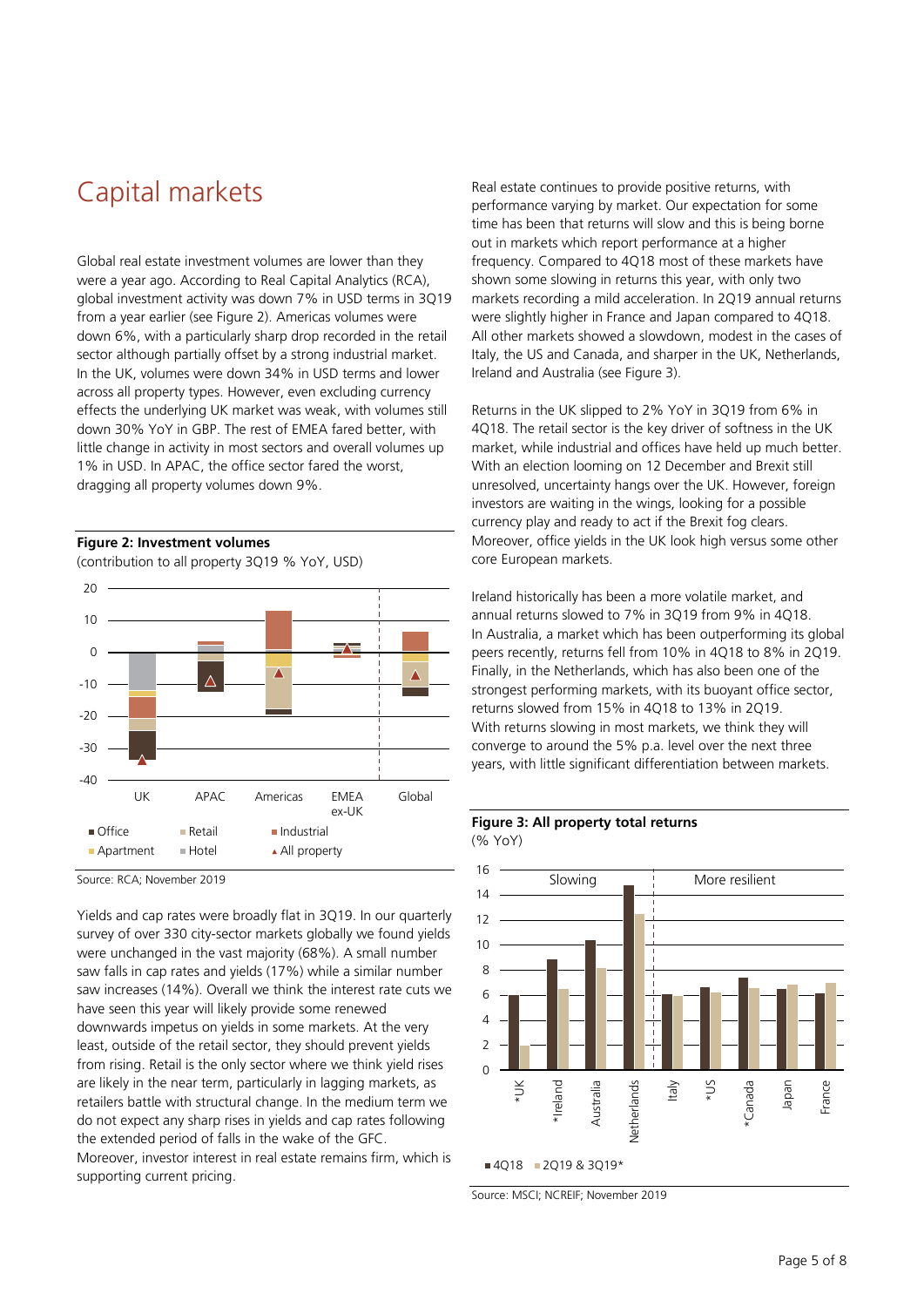# Capital markets

Global real estate investment volumes are lower than they were a year ago. According to Real Capital Analytics (RCA), global investment activity was down 7% in USD terms in 3Q19 from a year earlier (see Figure 2). Americas volumes were down 6%, with a particularly sharp drop recorded in the retail sector although partially offset by a strong industrial market. In the UK, volumes were down 34% in USD terms and lower across all property types. However, even excluding currency effects the underlying UK market was weak, with volumes still down 30% YoY in GBP. The rest of EMEA fared better, with little change in activity in most sectors and overall volumes up 1% in USD. In APAC, the office sector fared the worst, dragging all property volumes down 9%.

**Figure 2: Investment volumes**

(contribution to all property 3Q19 % YoY, USD)

Source: RCA; November 2019

Yields and cap rates were broadly flat in 3Q19. In our quarterly survey of over 330 city-sector markets globally we found yields were unchanged in the vast majority (68%). A small number saw falls in cap rates and yields (17%) while a similar number saw increases (14%). Overall we think the interest rate cuts we have seen this year will likely provide some renewed downwards impetus on yields in some markets. At the very least, outside of the retail sector, they should prevent yields from rising. Retail is the only sector where we think yield rises are likely in the near term, particularly in lagging markets, as retailers battle with structural change. In the medium term we do not expect any sharp rises in yields and cap rates following the extended period of falls in the wake of the GFC. Moreover, investor interest in real estate remains firm, which is supporting current pricing.

Real estate continues to provide positive returns, with performance varying by market. Our expectation for some time has been that returns will slow and this is being borne out in markets which report performance at a higher frequency. Compared to 4Q18 most of these markets have shown some slowing in returns this year, with only two markets recording a mild acceleration. In 2Q19 annual returns were slightly higher in France and Japan compared to 4Q18. All other markets showed a slowdown, modest in the cases of Italy, the US and Canada, and sharper in the UK, Netherlands, Ireland and Australia (see Figure 3).

Returns in the UK slipped to 2% YoY in 3Q19 from 6% in 4Q18. The retail sector is the key driver of softness in the UK market, while industrial and offices have held up much better. With an election looming on 12 December and Brexit still unresolved, uncertainty hangs over the UK. However, foreign investors are waiting in the wings, looking for a possible currency play and ready to act if the Brexit fog clears. Moreover, office yields in the UK look high versus some other core European markets.

Ireland historically has been a more volatile market, and annual returns slowed to 7% in 3Q19 from 9% in 4Q18. In Australia, a market which has been outperforming its global peers recently, returns fell from 10% in 4Q18 to 8% in 2Q19. Finally, in the Netherlands, which has also been one of the strongest performing markets, with its buoyant office sector, returns slowed from 15% in 4Q18 to 13% in 2Q19. With returns slowing in most markets, we think they will converge to around the 5% p.a. level over the next three years, with little significant differentiation between markets.

**Figure 3: All property total returns**

(% YoY)

Source: MSCI; NCREIF; November 2019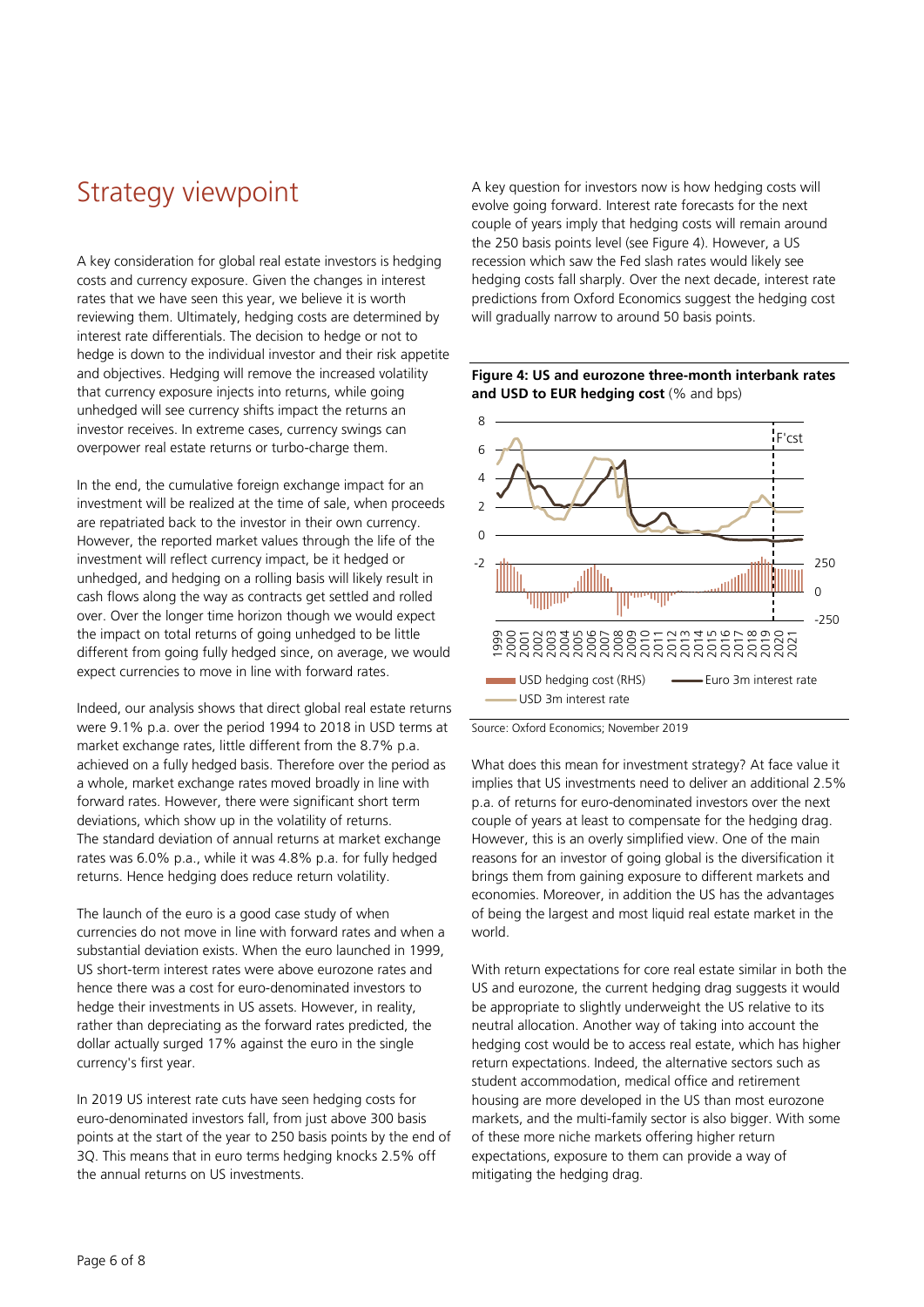# Strategy viewpoint

A key consideration for global real estate investors is hedging costs and currency exposure. Given the changes in interest rates that we have seen this year, we believe it is worth reviewing them. Ultimately, hedging costs are determined by interest rate differentials. The decision to hedge or not to hedge is down to the individual investor and their risk appetite and objectives. Hedging will remove the increased volatility that currency exposure injects into returns, while going unhedged will see currency shifts impact the returns an investor receives. In extreme cases, currency swings can overpower real estate returns or turbo-charge them.

In the end, the cumulative foreign exchange impact for an investment will be realized at the time of sale, when proceeds are repatriated back to the investor in their own currency. However, the reported market values through the life of the investment will reflect currency impact, be it hedged or unhedged, and hedging on a rolling basis will likely result in cash flows along the way as contracts get settled and rolled over. Over the longer time horizon though we would expect the impact on total returns of going unhedged to be little different from going fully hedged since, on average, we would expect currencies to move in line with forward rates.

Indeed, our analysis shows that direct global real estate returns were 9.1% p.a. over the period 1994 to 2018 in USD terms at market exchange rates, little different from the 8.7% p.a. achieved on a fully hedged basis. Therefore over the period as a whole, market exchange rates moved broadly in line with forward rates. However, there were significant short term deviations, which show up in the volatility of returns. The standard deviation of annual returns at market exchange rates was 6.0% p.a., while it was 4.8% p.a. for fully hedged returns. Hence hedging does reduce return volatility.

The launch of the euro is a good case study of when currencies do not move in line with forward rates and when a substantial deviation exists. When the euro launched in 1999, US short-term interest rates were above eurozone rates and hence there was a cost for euro-denominated investors to hedge their investments in US assets. However, in reality, rather than depreciating as the forward rates predicted, the dollar actually surged 17% against the euro in the single currency's first year.

In 2019 US interest rate cuts have seen hedging costs for euro-denominated investors fall, from just above 300 basis points at the start of the year to 250 basis points by the end of 3Q. This means that in euro terms hedging knocks 2.5% off the annual returns on US investments.

A key question for investors now is how hedging costs will evolve going forward. Interest rate forecasts for the next couple of years imply that hedging costs will remain around the 250 basis points level (see Figure 4). However, a US recession which saw the Fed slash rates would likely see hedging costs fall sharply. Over the next decade, interest rate predictions from Oxford Economics suggest the hedging cost will gradually narrow to around 50 basis points.

**Figure 4: US and eurozone three-month interbank rates and USD to EUR hedging cost** (% and bps)

Source: Oxford Economics; November 2019

What does this mean for investment strategy? At face value it implies that US investments need to deliver an additional 2.5% p.a. of returns for euro-denominated investors over the next couple of years at least to compensate for the hedging drag. However, this is an overly simplified view. One of the main reasons for an investor of going global is the diversification it brings them from gaining exposure to different markets and economies. Moreover, in addition the US has the advantages of being the largest and most liquid real estate market in the world.

With return expectations for core real estate similar in both the US and eurozone, the current hedging drag suggests it would be appropriate to slightly underweight the US relative to its neutral allocation. Another way of taking into account the hedging cost would be to access real estate, which has higher return expectations. Indeed, the alternative sectors such as student accommodation, medical office and retirement housing are more developed in the US than most eurozone markets, and the multi-family sector is also bigger. With some of these more niche markets offering higher return expectations, exposure to them can provide a way of mitigating the hedging drag.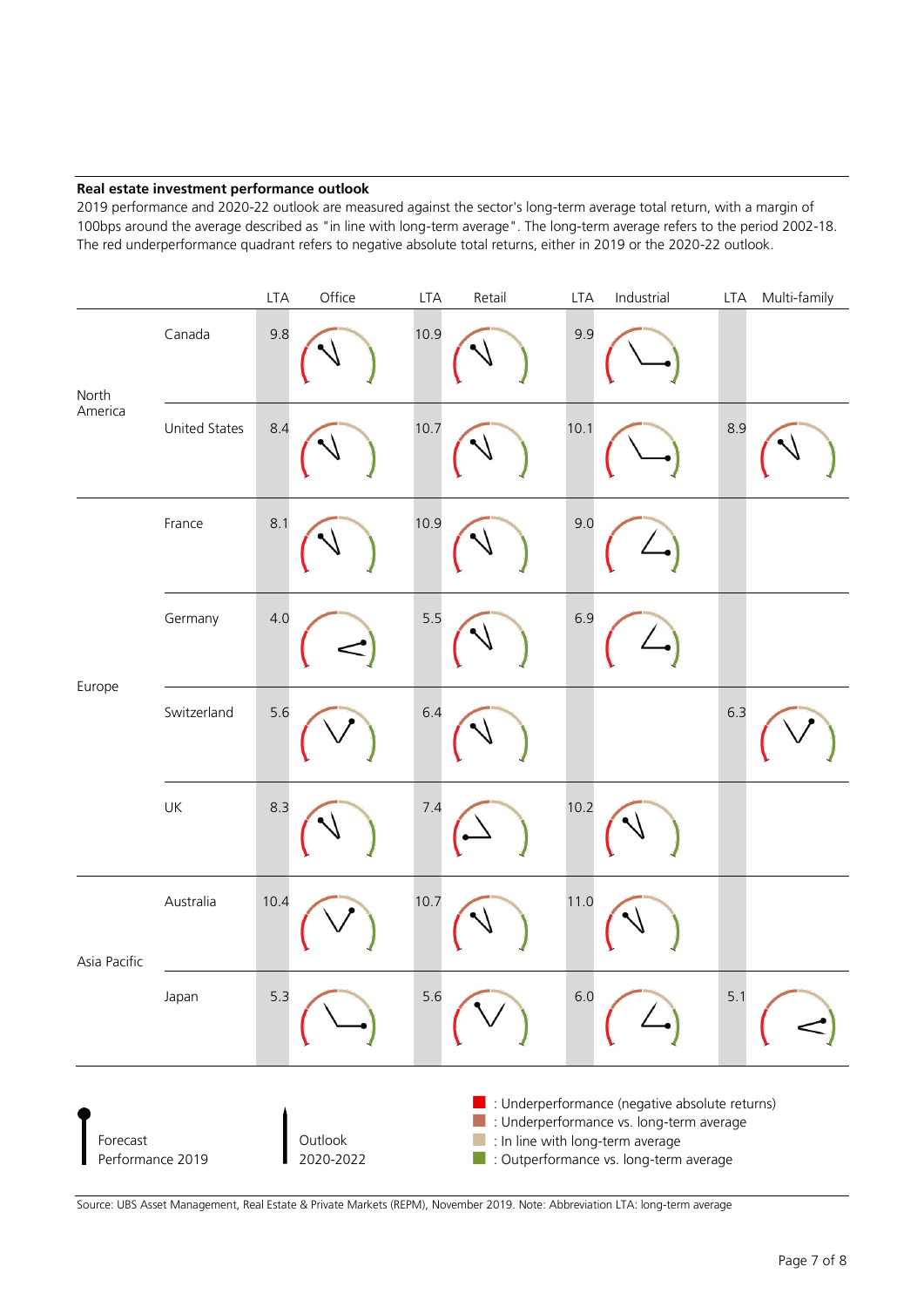**Real estate investment performance outlook**

2019 performance and 2020-22 outlook are measured against the sector's long-term average total return, with a margin of 100bps around the average described as "in line with long-term average". The long-term average refers to the period 2002-18. The red underperformance quadrant refers to negative absolute total returns, either in 2019 or the 2020-22 outlook.

| | | LTA | Office | LTA | Retail | LTA | Industrial | LTA | Multi-family |
|---|---|---|---|---|---|---|---|---|---|
| North America | Canada | 9.8 | | 10.9 | | 9.9 | | | |
| | United States | 8.4 | | 10.7 | | 10.1 | | 8.9 | |
| Europe | France | 8.1 | | 10.9 | | 9.0 | | | |
| | Germany | 4.0 | | 5.5 | | 6.9 | | | |
| | Switzerland | 5.6 | | 6.4 | | | | 6.3 | |
| | UK | 8.3 | | 7.4 | | 10.2 | | | |
| Asia Pacific | Australia | 10.4 | | 10.7 | | 11.0 | | | |
| | Japan | 5.3 | | 5.6 | | 6.0 | | 5.1 | |

Forecast Performance 2019

Outlook 2020-2022

- : Underperformance (negative absolute returns)
- : Underperformance vs. long-term average
- : In line with long-term average
- : Outperformance vs. long-term average

Source: UBS Asset Management, Real Estate & Private Markets (REPM), November 2019. Note: Abbreviation LTA: long-term average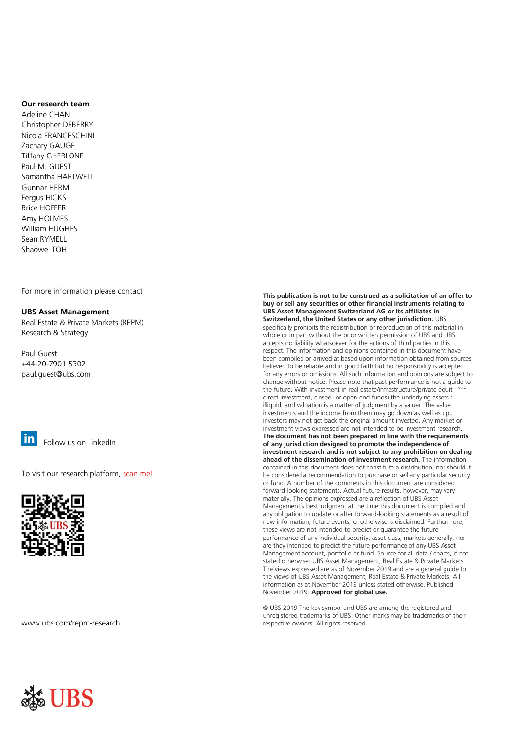**Our research team**

Adeline CHAN
Christopher DEBERRY
Nicola FRANCESCHINI
Zachary GAUGE
Tiffany GHERLONE
Paul M. GUEST
Samantha HARTWELL
Gunnar HERM
Fergus HICKS
Brice HOFFER
Amy HOLMES
William HUGHES
Sean RYMELL
Shaowei TOH

For more information please contact

**UBS Asset Management**
Real Estate & Private Markets (REPM)
Research & Strategy

Paul Guest
+44-20-7901 5302
paul.guest@ubs.com

Follow us on LinkedIn

To visit our research platform, scan me!

www.ubs.com/repm-research

**This publication is not to be construed as a solicitation of an offer to buy or sell any securities or other financial instruments relating to UBS Asset Management Switzerland AG or its affiliates in Switzerland, the United States or any other jurisdiction.** UBS specifically prohibits the redistribution or reproduction of this material in whole or in part without the prior written permission of UBS and UBS accepts no liability whatsoever for the actions of third parties in this respect. The information and opinions contained in this document have been compiled or arrived at based upon information obtained from sources believed to be reliable and in good faith but no responsibility is accepted for any errors or omissions. All such information and opinions are subject to change without notice. Please note that past performance is not a guide to the future. With investment in real estate/infrastructure/private equity (via direct investment, closed- or open-end funds) the underlying assets are illiquid, and valuation is a matter of judgment by a valuer. The value of investments and the income from them may go down as well as up and investors may not get back the original amount invested. Any market or investment views expressed are not intended to be investment research. **The document has not been prepared in line with the requirements of any jurisdiction designed to promote the independence of investment research and is not subject to any prohibition on dealing ahead of the dissemination of investment research.** The information contained in this document does not constitute a distribution, nor should it be considered a recommendation to purchase or sell any particular security or fund. A number of the comments in this document are considered forward-looking statements. Actual future results, however, may vary materially. The opinions expressed are a reflection of UBS Asset Management's best judgment at the time this document is compiled and any obligation to update or alter forward-looking statements as a result of new information, future events, or otherwise is disclaimed. Furthermore, these views are not intended to predict or guarantee the future performance of any individual security, asset class, markets generally, nor are they intended to predict the future performance of any UBS Asset Management account, portfolio or fund. Source for all data / charts, if not stated otherwise: UBS Asset Management, Real Estate & Private Markets. The views expressed are as of November 2019 and are a general guide to the views of UBS Asset Management, Real Estate & Private Markets. All information as at November 2019 unless stated otherwise. Published November 2019. **Approved for global use.**

© UBS 2019 The key symbol and UBS are among the registered and unregistered trademarks of UBS. Other marks may be trademarks of their respective owners. All rights reserved.